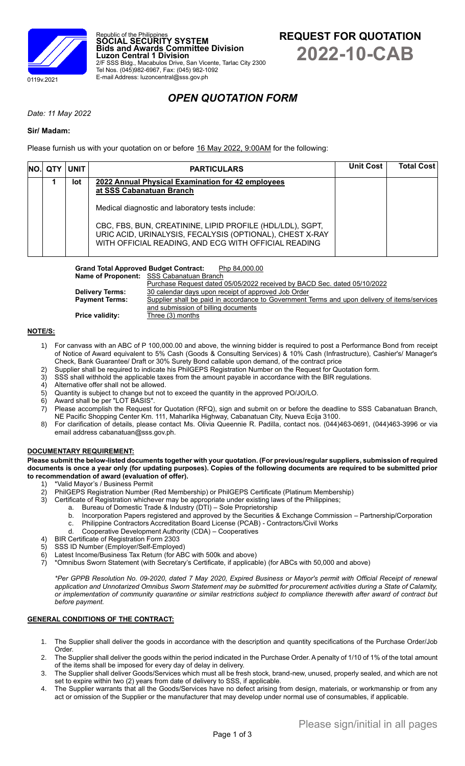Republic of the Philippines
**SOCIAL SECURITY SYSTEM**
**Bids and Awards Committee Division**
**Luzon Central 1 Division**
2/F SSS Bldg., Macabulos Drive, San Vicente, Tarlac City 2300
Tel Nos. (045)982-6967, Fax: (045) 982-1092
E-mail Address: luzoncentral@sss.gov.ph

0119v.2021

# REQUEST FOR QUOTATION 2022-10-CAB

## *OPEN QUOTATION FORM*

*Date: 11 May 2022*

**Sir/ Madam:**

Please furnish us with your quotation on or before 16 May 2022, 9:00AM for the following:

| NO. | QTY | UNIT | PARTICULARS | Unit Cost | Total Cost |
|---|---|---|---|---|---|
| | 1 | lot | **2022 Annual Physical Examination for 42 employees at SSS Cabanatuan Branch**<br><br>Medical diagnostic and laboratory tests include:<br><br>CBC, FBS, BUN, CREATININE, LIPID PROFILE (HDL/LDL), SGPT, URIC ACID, URINALYSIS, FECALYSIS (OPTIONAL), CHEST X-RAY WITH OFFICIAL READING, AND ECG WITH OFFICIAL READING | | |

**Grand Total Approved Budget Contract:** Php 84,000.00
**Name of Proponent:** SSS Cabanatuan Branch
Purchase Request dated 05/05/2022 received by BACD Sec. dated 05/10/2022
**Delivery Terms:** 30 calendar days upon receipt of approved Job Order
**Payment Terms:** Supplier shall be paid in accordance to Government Terms and upon delivery of items/services and submission of billing documents
**Price validity:** Three (3) months

**NOTE/S:**

1) For canvass with an ABC of P 100,000.00 and above, the winning bidder is required to post a Performance Bond from receipt of Notice of Award equivalent to 5% Cash (Goods & Consulting Services) & 10% Cash (Infrastructure), Cashier's/ Manager's Check, Bank Guarantee/ Draft or 30% Surety Bond callable upon demand, of the contract price
2) Supplier shall be required to indicate his PhilGEPS Registration Number on the Request for Quotation form.
3) SSS shall withhold the applicable taxes from the amount payable in accordance with the BIR regulations.
4) Alternative offer shall not be allowed.
5) Quantity is subject to change but not to exceed the quantity in the approved PO/JO/LO.
6) Award shall be per "LOT BASIS".
7) Please accomplish the Request for Quotation (RFQ), sign and submit on or before the deadline to SSS Cabanatuan Branch, NE Pacific Shopping Center Km. 111, Maharlika Highway, Cabanatuan City, Nueva Ecija 3100.
8) For clarification of details, please contact Ms. Olivia Queennie R. Padilla, contact nos. (044)463-0691, (044)463-3996 or via email address cabanatuan@sss.gov.ph.

**DOCUMENTARY REQUIREMENT:**

**Please submit the below-listed documents together with your quotation. (For previous/regular suppliers, submission of required documents is once a year only (for updating purposes). Copies of the following documents are required to be submitted prior to recommendation of award (evaluation of offer).**

1) *Valid Mayor's / Business Permit
2) PhilGEPS Registration Number (Red Membership) or PhilGEPS Certificate (Platinum Membership)
3) Certificate of Registration whichever may be appropriate under existing laws of the Philippines;
   a. Bureau of Domestic Trade & Industry (DTI) – Sole Proprietorship
   b. Incorporation Papers registered and approved by the Securities & Exchange Commission – Partnership/Corporation
   c. Philippine Contractors Accreditation Board License (PCAB) - Contractors/Civil Works
   d. Cooperative Development Authority (CDA) – Cooperatives
4) BIR Certificate of Registration Form 2303
5) SSS ID Number (Employer/Self-Employed)
6) Latest Income/Business Tax Return (for ABC with 500k and above)
7) *Omnibus Sworn Statement (with Secretary's Certificate, if applicable) (for ABCs with 50,000 and above)

*\*Per GPPB Resolution No. 09-2020, dated 7 May 2020, Expired Business or Mayor's permit with Official Receipt of renewal application and Unnotarized Omnibus Sworn Statement may be submitted for procurement activities during a State of Calamity, or implementation of community quarantine or similar restrictions subject to compliance therewith after award of contract but before payment.*

**GENERAL CONDITIONS OF THE CONTRACT:**

1. The Supplier shall deliver the goods in accordance with the description and quantity specifications of the Purchase Order/Job Order.
2. The Supplier shall deliver the goods within the period indicated in the Purchase Order. A penalty of 1/10 of 1% of the total amount of the items shall be imposed for every day of delay in delivery.
3. The Supplier shall deliver Goods/Services which must all be fresh stock, brand-new, unused, properly sealed, and which are not set to expire within two (2) years from date of delivery to SSS, if applicable.
4. The Supplier warrants that all the Goods/Services have no defect arising from design, materials, or workmanship or from any act or omission of the Supplier or the manufacturer that may develop under normal use of consumables, if applicable.

Please sign/initial in all pages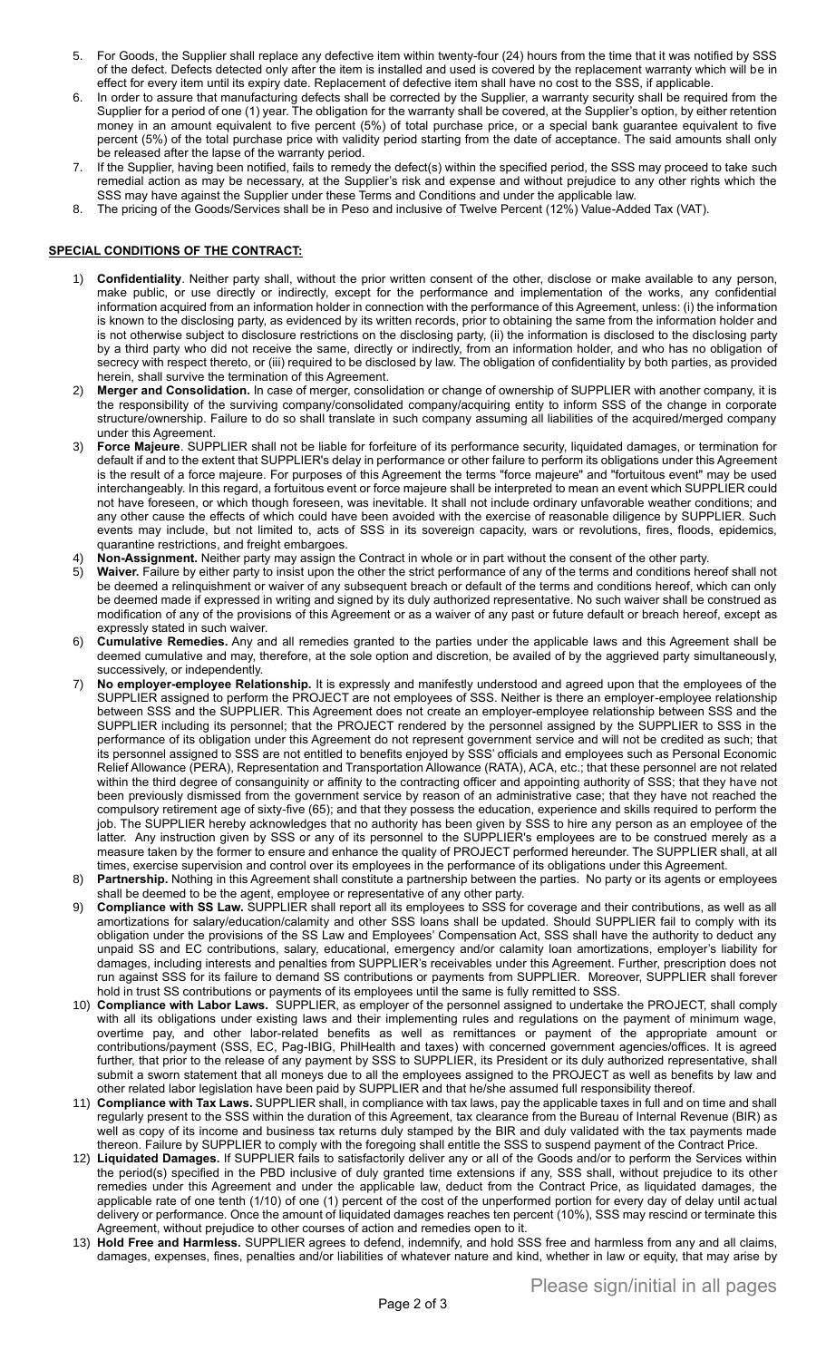5. For Goods, the Supplier shall replace any defective item within twenty-four (24) hours from the time that it was notified by SSS of the defect. Defects detected only after the item is installed and used is covered by the replacement warranty which will be in effect for every item until its expiry date. Replacement of defective item shall have no cost to the SSS, if applicable.
6. In order to assure that manufacturing defects shall be corrected by the Supplier, a warranty security shall be required from the Supplier for a period of one (1) year. The obligation for the warranty shall be covered, at the Supplier's option, by either retention money in an amount equivalent to five percent (5%) of total purchase price, or a special bank guarantee equivalent to five percent (5%) of the total purchase price with validity period starting from the date of acceptance. The said amounts shall only be released after the lapse of the warranty period.
7. If the Supplier, having been notified, fails to remedy the defect(s) within the specified period, the SSS may proceed to take such remedial action as may be necessary, at the Supplier's risk and expense and without prejudice to any other rights which the SSS may have against the Supplier under these Terms and Conditions and under the applicable law.
8. The pricing of the Goods/Services shall be in Peso and inclusive of Twelve Percent (12%) Value-Added Tax (VAT).

## SPECIAL CONDITIONS OF THE CONTRACT:

1) **Confidentiality**. Neither party shall, without the prior written consent of the other, disclose or make available to any person, make public, or use directly or indirectly, except for the performance and implementation of the works, any confidential information acquired from an information holder in connection with the performance of this Agreement, unless: (i) the information is known to the disclosing party, as evidenced by its written records, prior to obtaining the same from the information holder and is not otherwise subject to disclosure restrictions on the disclosing party, (ii) the information is disclosed to the disclosing party by a third party who did not receive the same, directly or indirectly, from an information holder, and who has no obligation of secrecy with respect thereto, or (iii) required to be disclosed by law. The obligation of confidentiality by both parties, as provided herein, shall survive the termination of this Agreement.
2) **Merger and Consolidation.** In case of merger, consolidation or change of ownership of SUPPLIER with another company, it is the responsibility of the surviving company/consolidated company/acquiring entity to inform SSS of the change in corporate structure/ownership. Failure to do so shall translate in such company assuming all liabilities of the acquired/merged company under this Agreement.
3) **Force Majeure**. SUPPLIER shall not be liable for forfeiture of its performance security, liquidated damages, or termination for default if and to the extent that SUPPLIER's delay in performance or other failure to perform its obligations under this Agreement is the result of a force majeure. For purposes of this Agreement the terms "force majeure" and "fortuitous event" may be used interchangeably. In this regard, a fortuitous event or force majeure shall be interpreted to mean an event which SUPPLIER could not have foreseen, or which though foreseen, was inevitable. It shall not include ordinary unfavorable weather conditions; and any other cause the effects of which could have been avoided with the exercise of reasonable diligence by SUPPLIER. Such events may include, but not limited to, acts of SSS in its sovereign capacity, wars or revolutions, fires, floods, epidemics, quarantine restrictions, and freight embargoes.
4) **Non-Assignment.** Neither party may assign the Contract in whole or in part without the consent of the other party.
5) **Waiver.** Failure by either party to insist upon the other the strict performance of any of the terms and conditions hereof shall not be deemed a relinquishment or waiver of any subsequent breach or default of the terms and conditions hereof, which can only be deemed made if expressed in writing and signed by its duly authorized representative. No such waiver shall be construed as modification of any of the provisions of this Agreement or as a waiver of any past or future default or breach hereof, except as expressly stated in such waiver.
6) **Cumulative Remedies.** Any and all remedies granted to the parties under the applicable laws and this Agreement shall be deemed cumulative and may, therefore, at the sole option and discretion, be availed of by the aggrieved party simultaneously, successively, or independently.
7) **No employer-employee Relationship.** It is expressly and manifestly understood and agreed upon that the employees of the SUPPLIER assigned to perform the PROJECT are not employees of SSS. Neither is there an employer-employee relationship between SSS and the SUPPLIER. This Agreement does not create an employer-employee relationship between SSS and the SUPPLIER including its personnel; that the PROJECT rendered by the personnel assigned by the SUPPLIER to SSS in the performance of its obligation under this Agreement do not represent government service and will not be credited as such; that its personnel assigned to SSS are not entitled to benefits enjoyed by SSS' officials and employees such as Personal Economic Relief Allowance (PERA), Representation and Transportation Allowance (RATA), ACA, etc.; that these personnel are not related within the third degree of consanguinity or affinity to the contracting officer and appointing authority of SSS; that they have not been previously dismissed from the government service by reason of an administrative case; that they have not reached the compulsory retirement age of sixty-five (65); and that they possess the education, experience and skills required to perform the job. The SUPPLIER hereby acknowledges that no authority has been given by SSS to hire any person as an employee of the latter. Any instruction given by SSS or any of its personnel to the SUPPLIER's employees are to be construed merely as a measure taken by the former to ensure and enhance the quality of PROJECT performed hereunder. The SUPPLIER shall, at all times, exercise supervision and control over its employees in the performance of its obligations under this Agreement.
8) **Partnership.** Nothing in this Agreement shall constitute a partnership between the parties. No party or its agents or employees shall be deemed to be the agent, employee or representative of any other party.
9) **Compliance with SS Law.** SUPPLIER shall report all its employees to SSS for coverage and their contributions, as well as all amortizations for salary/education/calamity and other SSS loans shall be updated. Should SUPPLIER fail to comply with its obligation under the provisions of the SS Law and Employees' Compensation Act, SSS shall have the authority to deduct any unpaid SS and EC contributions, salary, educational, emergency and/or calamity loan amortizations, employer's liability for damages, including interests and penalties from SUPPLIER's receivables under this Agreement. Further, prescription does not run against SSS for its failure to demand SS contributions or payments from SUPPLIER. Moreover, SUPPLIER shall forever hold in trust SS contributions or payments of its employees until the same is fully remitted to SSS.
10) **Compliance with Labor Laws.** SUPPLIER, as employer of the personnel assigned to undertake the PROJECT, shall comply with all its obligations under existing laws and their implementing rules and regulations on the payment of minimum wage, overtime pay, and other labor-related benefits as well as remittances or payment of the appropriate amount or contributions/payment (SSS, EC, Pag-IBIG, PhilHealth and taxes) with concerned government agencies/offices. It is agreed further, that prior to the release of any payment by SSS to SUPPLIER, its President or its duly authorized representative, shall submit a sworn statement that all moneys due to all the employees assigned to the PROJECT as well as benefits by law and other related labor legislation have been paid by SUPPLIER and that he/she assumed full responsibility thereof.
11) **Compliance with Tax Laws.** SUPPLIER shall, in compliance with tax laws, pay the applicable taxes in full and on time and shall regularly present to the SSS within the duration of this Agreement, tax clearance from the Bureau of Internal Revenue (BIR) as well as copy of its income and business tax returns duly stamped by the BIR and duly validated with the tax payments made thereon. Failure by SUPPLIER to comply with the foregoing shall entitle the SSS to suspend payment of the Contract Price.
12) **Liquidated Damages.** If SUPPLIER fails to satisfactorily deliver any or all of the Goods and/or to perform the Services within the period(s) specified in the PBD inclusive of duly granted time extensions if any, SSS shall, without prejudice to its other remedies under this Agreement and under the applicable law, deduct from the Contract Price, as liquidated damages, the applicable rate of one tenth (1/10) of one (1) percent of the cost of the unperformed portion for every day of delay until actual delivery or performance. Once the amount of liquidated damages reaches ten percent (10%), SSS may rescind or terminate this Agreement, without prejudice to other courses of action and remedies open to it.
13) **Hold Free and Harmless.** SUPPLIER agrees to defend, indemnify, and hold SSS free and harmless from any and all claims, damages, expenses, fines, penalties and/or liabilities of whatever nature and kind, whether in law or equity, that may arise by

Please sign/initial in all pages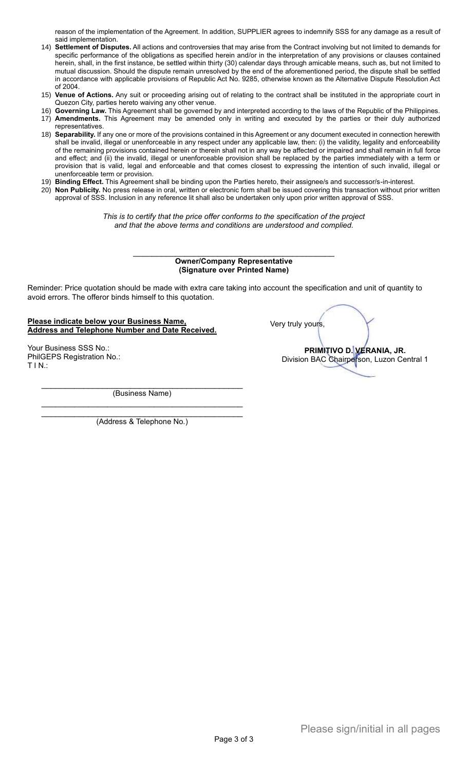reason of the implementation of the Agreement. In addition, SUPPLIER agrees to indemnify SSS for any damage as a result of said implementation.

14) **Settlement of Disputes.** All actions and controversies that may arise from the Contract involving but not limited to demands for specific performance of the obligations as specified herein and/or in the interpretation of any provisions or clauses contained herein, shall, in the first instance, be settled within thirty (30) calendar days through amicable means, such as, but not limited to mutual discussion. Should the dispute remain unresolved by the end of the aforementioned period, the dispute shall be settled in accordance with applicable provisions of Republic Act No. 9285, otherwise known as the Alternative Dispute Resolution Act of 2004.
15) **Venue of Actions.** Any suit or proceeding arising out of relating to the contract shall be instituted in the appropriate court in Quezon City, parties hereto waiving any other venue.
16) **Governing Law.** This Agreement shall be governed by and interpreted according to the laws of the Republic of the Philippines.
17) **Amendments.** This Agreement may be amended only in writing and executed by the parties or their duly authorized representatives.
18) **Separability.** If any one or more of the provisions contained in this Agreement or any document executed in connection herewith shall be invalid, illegal or unenforceable in any respect under any applicable law, then: (i) the validity, legality and enforceability of the remaining provisions contained herein or therein shall not in any way be affected or impaired and shall remain in full force and effect; and (ii) the invalid, illegal or unenforceable provision shall be replaced by the parties immediately with a term or provision that is valid, legal and enforceable and that comes closest to expressing the intention of such invalid, illegal or unenforceable term or provision.
19) **Binding Effect.** This Agreement shall be binding upon the Parties hereto, their assignee/s and successor/s-in-interest.
20) **Non Publicity.** No press release in oral, written or electronic form shall be issued covering this transaction without prior written approval of SSS. Inclusion in any reference lit shall also be undertaken only upon prior written approval of SSS.

*This is to certify that the price offer conforms to the specification of the project and that the above terms and conditions are understood and complied.*

\_\_\_\_\_\_\_\_\_\_\_\_\_\_\_\_\_\_\_\_\_\_\_\_\_\_\_\_\_\_\_\_\_\_\_\_\_\_\_\_\_\_\_\_

**Owner/Company Representative**
**(Signature over Printed Name)**

Reminder: Price quotation should be made with extra care taking into account the specification and unit of quantity to avoid errors. The offeror binds himself to this quotation.

**Please indicate below your Business Name, Address and Telephone Number and Date Received.**

Your Business SSS No.:
PhilGEPS Registration No.:
T I N.:

\_\_\_\_\_\_\_\_\_\_\_\_\_\_\_\_\_\_\_\_\_\_\_\_\_\_\_\_\_\_\_\_\_\_\_\_\_\_\_\_\_\_\_\_
(Business Name)

\_\_\_\_\_\_\_\_\_\_\_\_\_\_\_\_\_\_\_\_\_\_\_\_\_\_\_\_\_\_\_\_\_\_\_\_\_\_\_\_\_\_\_\_
\_\_\_\_\_\_\_\_\_\_\_\_\_\_\_\_\_\_\_\_\_\_\_\_\_\_\_\_\_\_\_\_\_\_\_\_\_\_\_\_\_\_\_\_
(Address & Telephone No.)

Very truly yours,

**PRIMITIVO D. VERANIA, JR.**
Division BAC Chairperson, Luzon Central 1

Please sign/initial in all pages